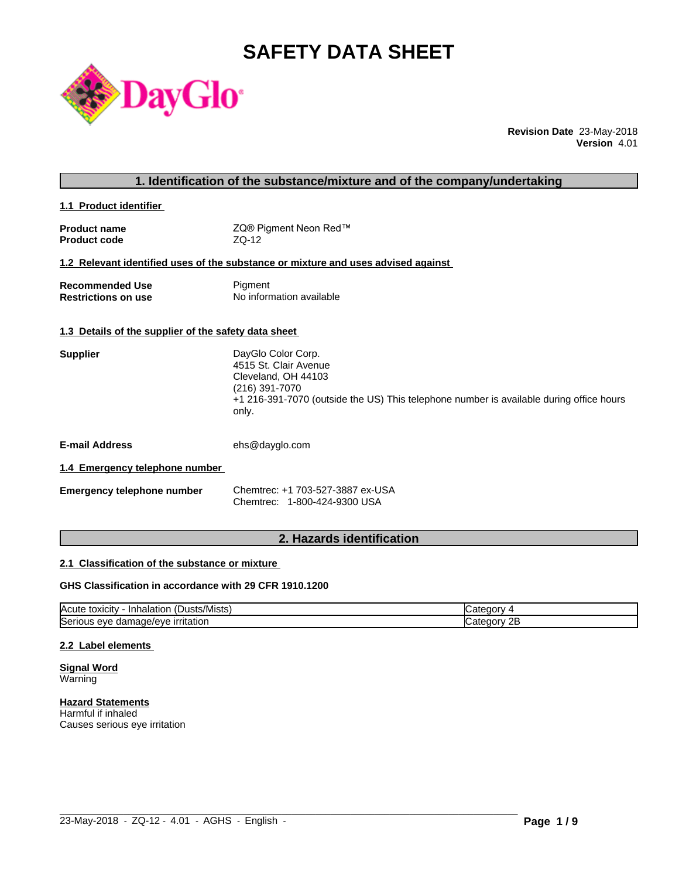# SAFETY DATA SHEET

**Revision Date** 23-May-2018
**Version** 4.01

## 1. Identification of the substance/mixture and of the company/undertaking

### 1.1 Product identifier

**Product name** ZQ® Pigment Neon Red™
**Product code** ZQ-12

### 1.2 Relevant identified uses of the substance or mixture and uses advised against

**Recommended Use** Pigment
**Restrictions on use** No information available

### 1.3 Details of the supplier of the safety data sheet

**Supplier**
DayGlo Color Corp.
4515 St. Clair Avenue
Cleveland, OH 44103
(216) 391-7070
+1 216-391-7070 (outside the US) This telephone number is available during office hours only.

**E-mail Address** ehs@dayglo.com

### 1.4 Emergency telephone number

**Emergency telephone number**
Chemtrec: +1 703-527-3887 ex-USA
Chemtrec: 1-800-424-9300 USA

## 2. Hazards identification

### 2.1 Classification of the substance or mixture

**GHS Classification in accordance with 29 CFR 1910.1200**

| | |
|---|---|
| Acute toxicity - Inhalation (Dusts/Mists) | Category 4 |
| Serious eye damage/eye irritation | Category 2B |

### 2.2 Label elements

**Signal Word**
Warning

**Hazard Statements**
Harmful if inhaled
Causes serious eye irritation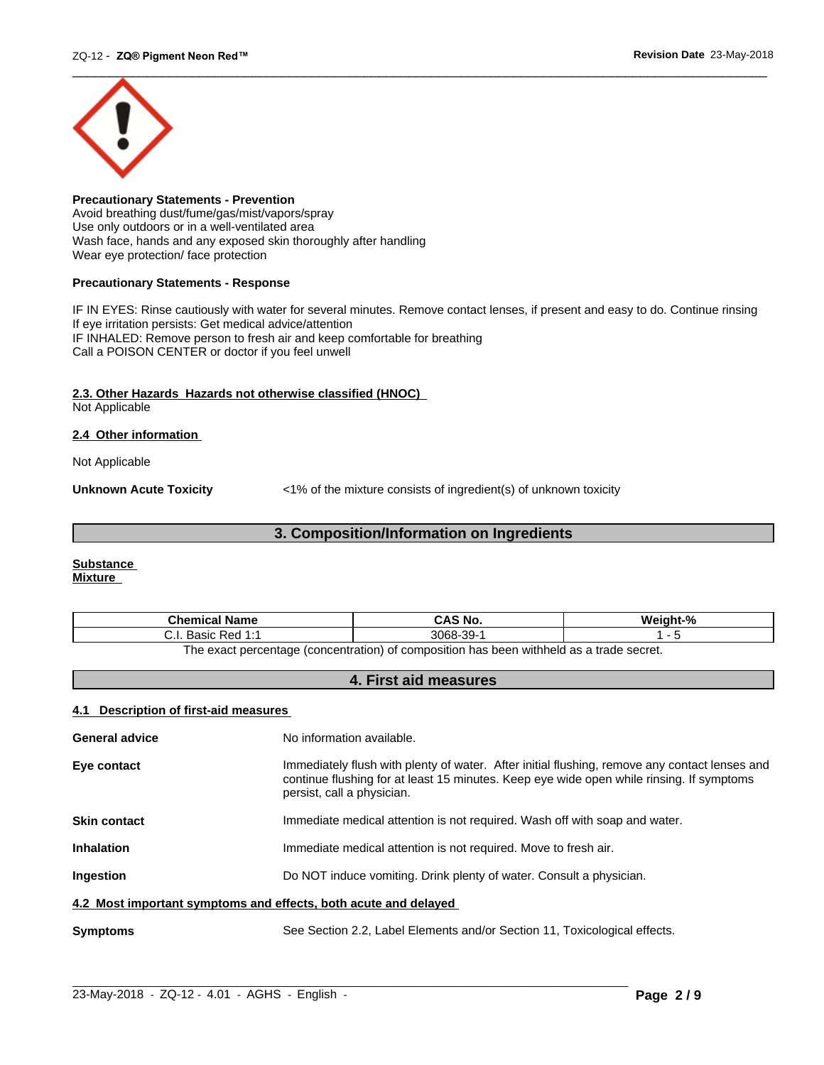**Precautionary Statements - Prevention**
Avoid breathing dust/fume/gas/mist/vapors/spray
Use only outdoors or in a well-ventilated area
Wash face, hands and any exposed skin thoroughly after handling
Wear eye protection/ face protection

**Precautionary Statements - Response**

IF IN EYES: Rinse cautiously with water for several minutes. Remove contact lenses, if present and easy to do. Continue rinsing
If eye irritation persists: Get medical advice/attention
IF INHALED: Remove person to fresh air and keep comfortable for breathing
Call a POISON CENTER or doctor if you feel unwell

### 2.3. Other Hazards Hazards not otherwise classified (HNOC)
Not Applicable

### 2.4 Other information

Not Applicable

**Unknown Acute Toxicity** <1% of the mixture consists of ingredient(s) of unknown toxicity

## 3. Composition/Information on Ingredients

**Substance**
**Mixture**

| Chemical Name | CAS No. | Weight-% |
| --- | --- | --- |
| C.I. Basic Red 1:1 | 3068-39-1 | 1 - 5 |

The exact percentage (concentration) of composition has been withheld as a trade secret.

## 4. First aid measures

### 4.1 Description of first-aid measures

**General advice** No information available.

**Eye contact** Immediately flush with plenty of water. After initial flushing, remove any contact lenses and continue flushing for at least 15 minutes. Keep eye wide open while rinsing. If symptoms persist, call a physician.

**Skin contact** Immediate medical attention is not required. Wash off with soap and water.

**Inhalation** Immediate medical attention is not required. Move to fresh air.

**Ingestion** Do NOT induce vomiting. Drink plenty of water. Consult a physician.

### 4.2 Most important symptoms and effects, both acute and delayed

**Symptoms** See Section 2.2, Label Elements and/or Section 11, Toxicological effects.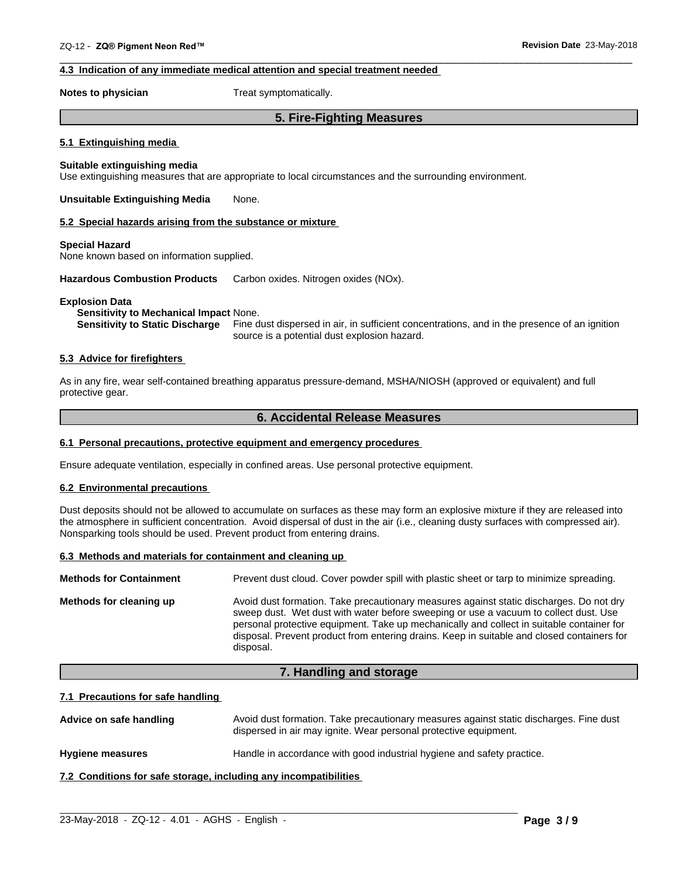#### 4.3 Indication of any immediate medical attention and special treatment needed

**Notes to physician** Treat symptomatically.

## 5. Fire-Fighting Measures

#### 5.1 Extinguishing media

**Suitable extinguishing media**
Use extinguishing measures that are appropriate to local circumstances and the surrounding environment.

**Unsuitable Extinguishing Media** None.

#### 5.2 Special hazards arising from the substance or mixture

**Special Hazard**
None known based on information supplied.

**Hazardous Combustion Products** Carbon oxides. Nitrogen oxides (NOx).

**Explosion Data**
**Sensitivity to Mechanical Impact** None.
**Sensitivity to Static Discharge** Fine dust dispersed in air, in sufficient concentrations, and in the presence of an ignition source is a potential dust explosion hazard.

#### 5.3 Advice for firefighters

As in any fire, wear self-contained breathing apparatus pressure-demand, MSHA/NIOSH (approved or equivalent) and full protective gear.

## 6. Accidental Release Measures

#### 6.1 Personal precautions, protective equipment and emergency procedures

Ensure adequate ventilation, especially in confined areas. Use personal protective equipment.

#### 6.2 Environmental precautions

Dust deposits should not be allowed to accumulate on surfaces as these may form an explosive mixture if they are released into the atmosphere in sufficient concentration. Avoid dispersal of dust in the air (i.e., cleaning dusty surfaces with compressed air). Nonsparking tools should be used. Prevent product from entering drains.

#### 6.3 Methods and materials for containment and cleaning up

**Methods for Containment** Prevent dust cloud. Cover powder spill with plastic sheet or tarp to minimize spreading.

**Methods for cleaning up** Avoid dust formation. Take precautionary measures against static discharges. Do not dry sweep dust. Wet dust with water before sweeping or use a vacuum to collect dust. Use personal protective equipment. Take up mechanically and collect in suitable container for disposal. Prevent product from entering drains. Keep in suitable and closed containers for disposal.

## 7. Handling and storage

#### 7.1 Precautions for safe handling

**Advice on safe handling** Avoid dust formation. Take precautionary measures against static discharges. Fine dust dispersed in air may ignite. Wear personal protective equipment.

**Hygiene measures** Handle in accordance with good industrial hygiene and safety practice.

#### 7.2 Conditions for safe storage, including any incompatibilities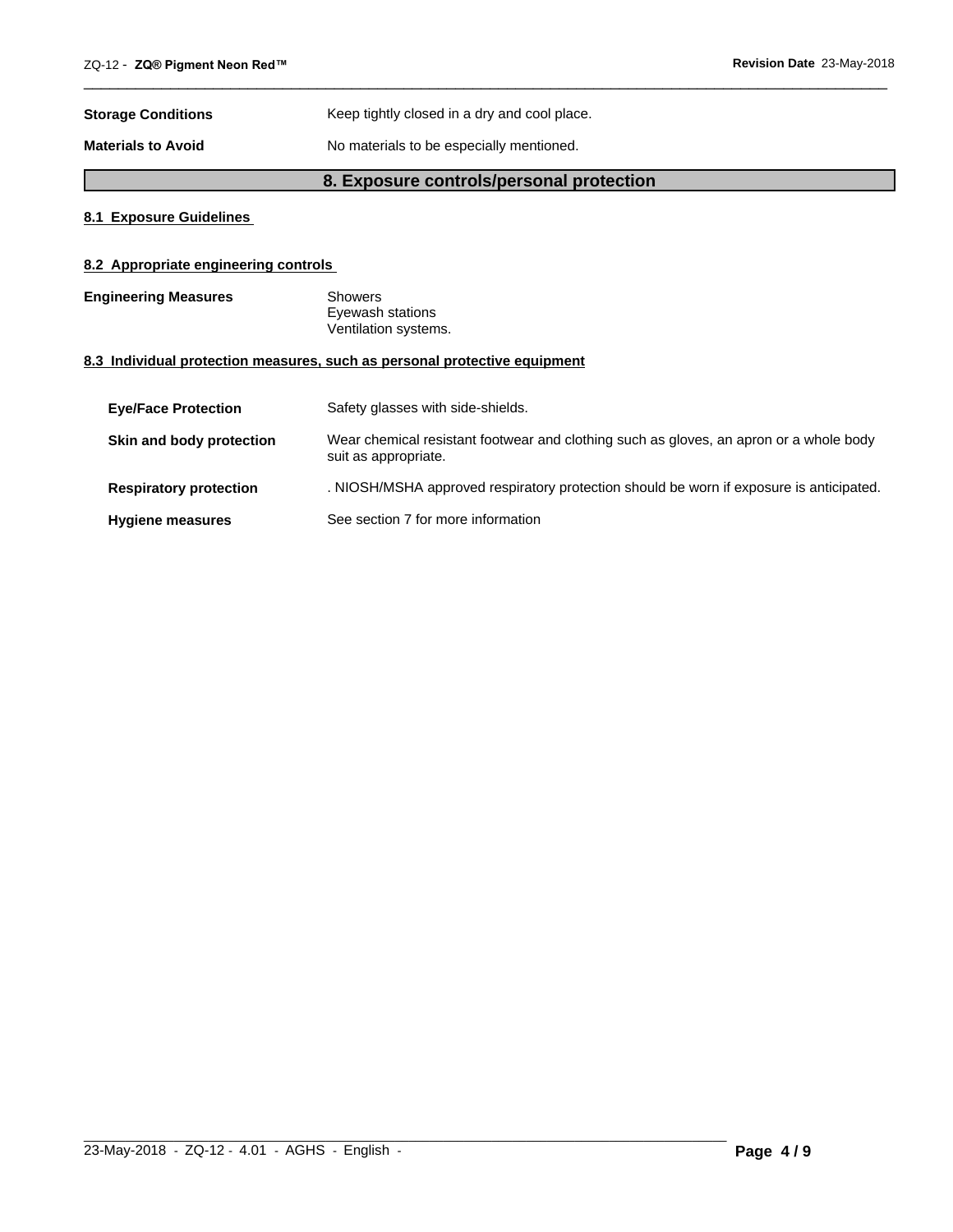**Storage Conditions** Keep tightly closed in a dry and cool place.

**Materials to Avoid** No materials to be especially mentioned.

## 8. Exposure controls/personal protection

### 8.1 Exposure Guidelines

### 8.2 Appropriate engineering controls

**Engineering Measures** Showers
Eyewash stations
Ventilation systems.

### 8.3 Individual protection measures, such as personal protective equipment

**Eye/Face Protection** Safety glasses with side-shields.

**Skin and body protection** Wear chemical resistant footwear and clothing such as gloves, an apron or a whole body suit as appropriate.

**Respiratory protection** . NIOSH/MSHA approved respiratory protection should be worn if exposure is anticipated.

**Hygiene measures** See section 7 for more information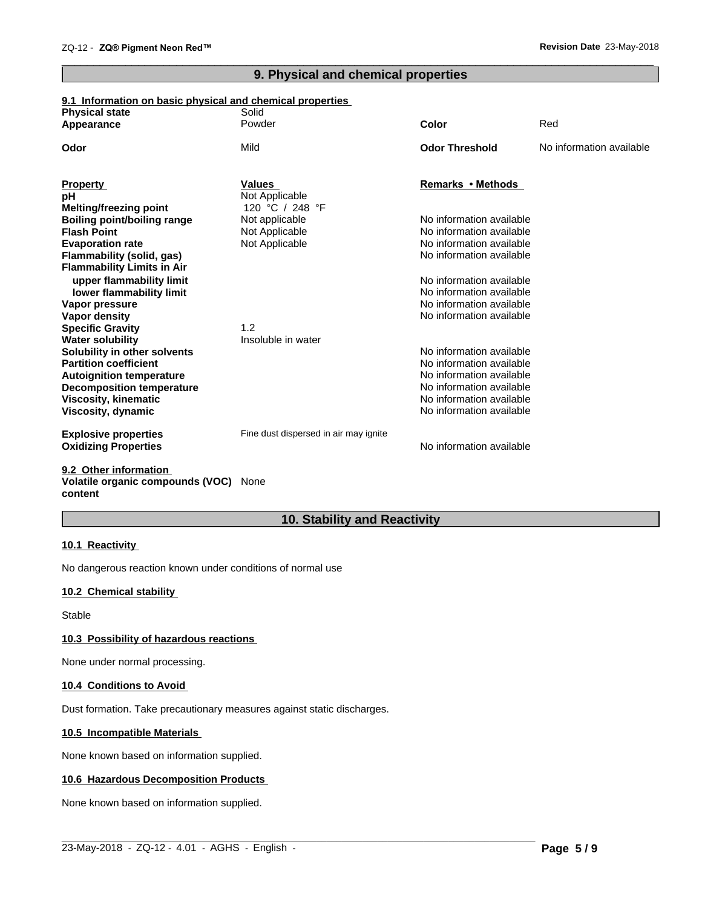## 9. Physical and chemical properties

### 9.1 Information on basic physical and chemical properties

| | | | |
|---|---|---|---|
| **Physical state** | Solid | | |
| **Appearance** | Powder | **Color** | Red |
| **Odor** | Mild | **Odor Threshold** | No information available |

| **Property** | **Values** | **Remarks • Methods** |
|---|---|---|
| **pH** | Not Applicable | |
| **Melting/freezing point** | 120 °C / 248 °F | |
| **Boiling point/boiling range** | Not applicable | No information available |
| **Flash Point** | Not Applicable | No information available |
| **Evaporation rate** | Not Applicable | No information available |
| **Flammability (solid, gas)** | | No information available |
| **Flammability Limits in Air** | | |
| **upper flammability limit** | | No information available |
| **lower flammability limit** | | No information available |
| **Vapor pressure** | | No information available |
| **Vapor density** | | No information available |
| **Specific Gravity** | 1.2 | |
| **Water solubility** | Insoluble in water | |
| **Solubility in other solvents** | | No information available |
| **Partition coefficient** | | No information available |
| **Autoignition temperature** | | No information available |
| **Decomposition temperature** | | No information available |
| **Viscosity, kinematic** | | No information available |
| **Viscosity, dynamic** | | No information available |
| **Explosive properties** | Fine dust dispersed in air may ignite | |
| **Oxidizing Properties** | | No information available |

### 9.2 Other information

**Volatile organic compounds (VOC) content** None

## 10. Stability and Reactivity

### 10.1 Reactivity

No dangerous reaction known under conditions of normal use

### 10.2 Chemical stability

Stable

### 10.3 Possibility of hazardous reactions

None under normal processing.

### 10.4 Conditions to Avoid

Dust formation. Take precautionary measures against static discharges.

### 10.5 Incompatible Materials

None known based on information supplied.

### 10.6 Hazardous Decomposition Products

None known based on information supplied.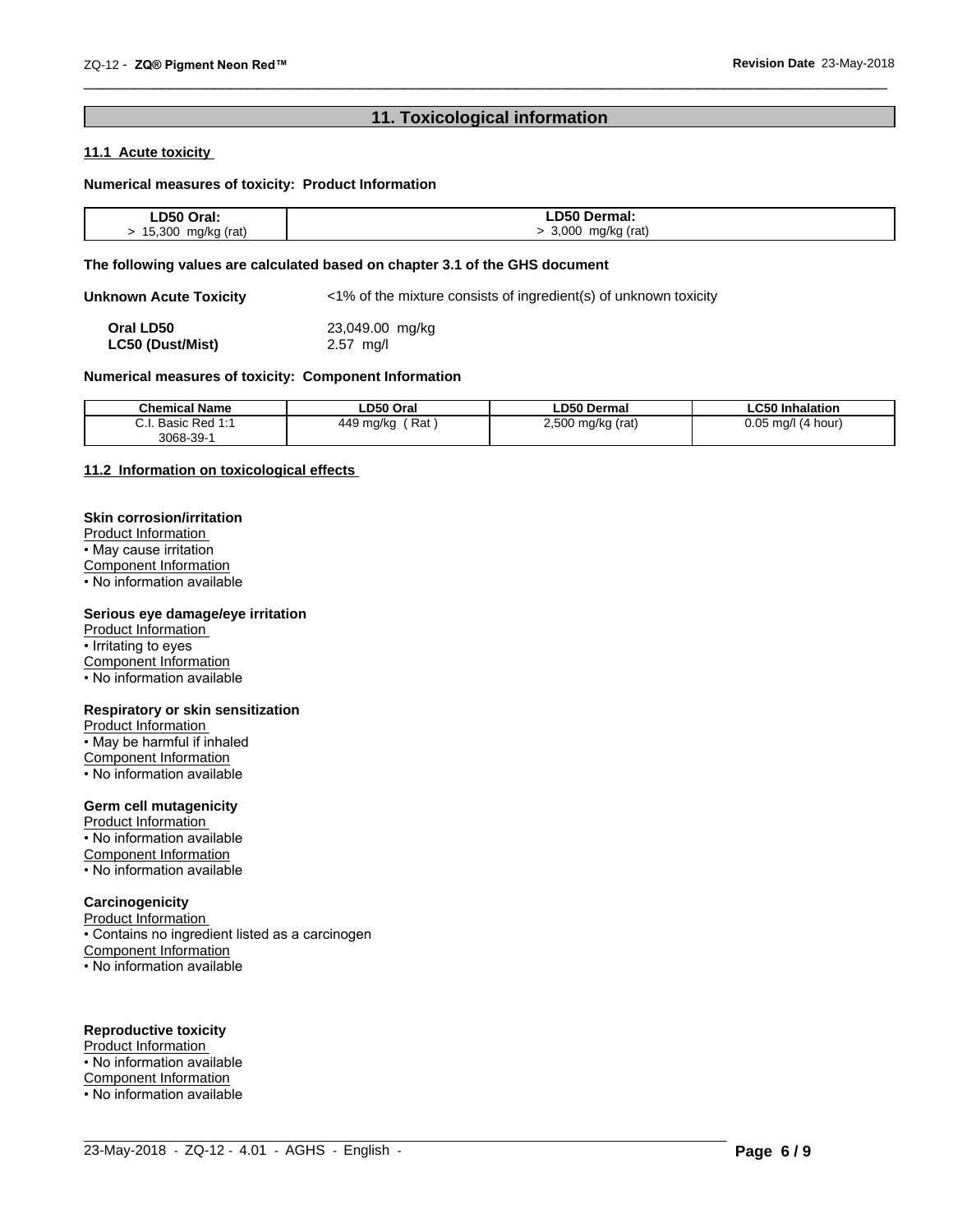## 11. Toxicological information

### 11.1 Acute toxicity

**Numerical measures of toxicity: Product Information**

| LD50 Oral: | LD50 Dermal: |
|---|---|
| > 15,300 mg/kg (rat) | > 3,000 mg/kg (rat) |

**The following values are calculated based on chapter 3.1 of the GHS document**

**Unknown Acute Toxicity** <1% of the mixture consists of ingredient(s) of unknown toxicity

**Oral LD50** 23,049.00 mg/kg
**LC50 (Dust/Mist)** 2.57 mg/l

**Numerical measures of toxicity: Component Information**

| Chemical Name | LD50 Oral | LD50 Dermal | LC50 Inhalation |
|---|---|---|---|
| C.I. Basic Red 1:1<br>3068-39-1 | 449 mg/kg ( Rat ) | 2,500 mg/kg (rat) | 0.05 mg/l (4 hour) |

### 11.2 Information on toxicological effects

**Skin corrosion/irritation**
Product Information
• May cause irritation
Component Information
• No information available

**Serious eye damage/eye irritation**
Product Information
• Irritating to eyes
Component Information
• No information available

**Respiratory or skin sensitization**
Product Information
• May be harmful if inhaled
Component Information
• No information available

**Germ cell mutagenicity**
Product Information
• No information available
Component Information
• No information available

**Carcinogenicity**
Product Information
• Contains no ingredient listed as a carcinogen
Component Information
• No information available

**Reproductive toxicity**
Product Information
• No information available
Component Information
• No information available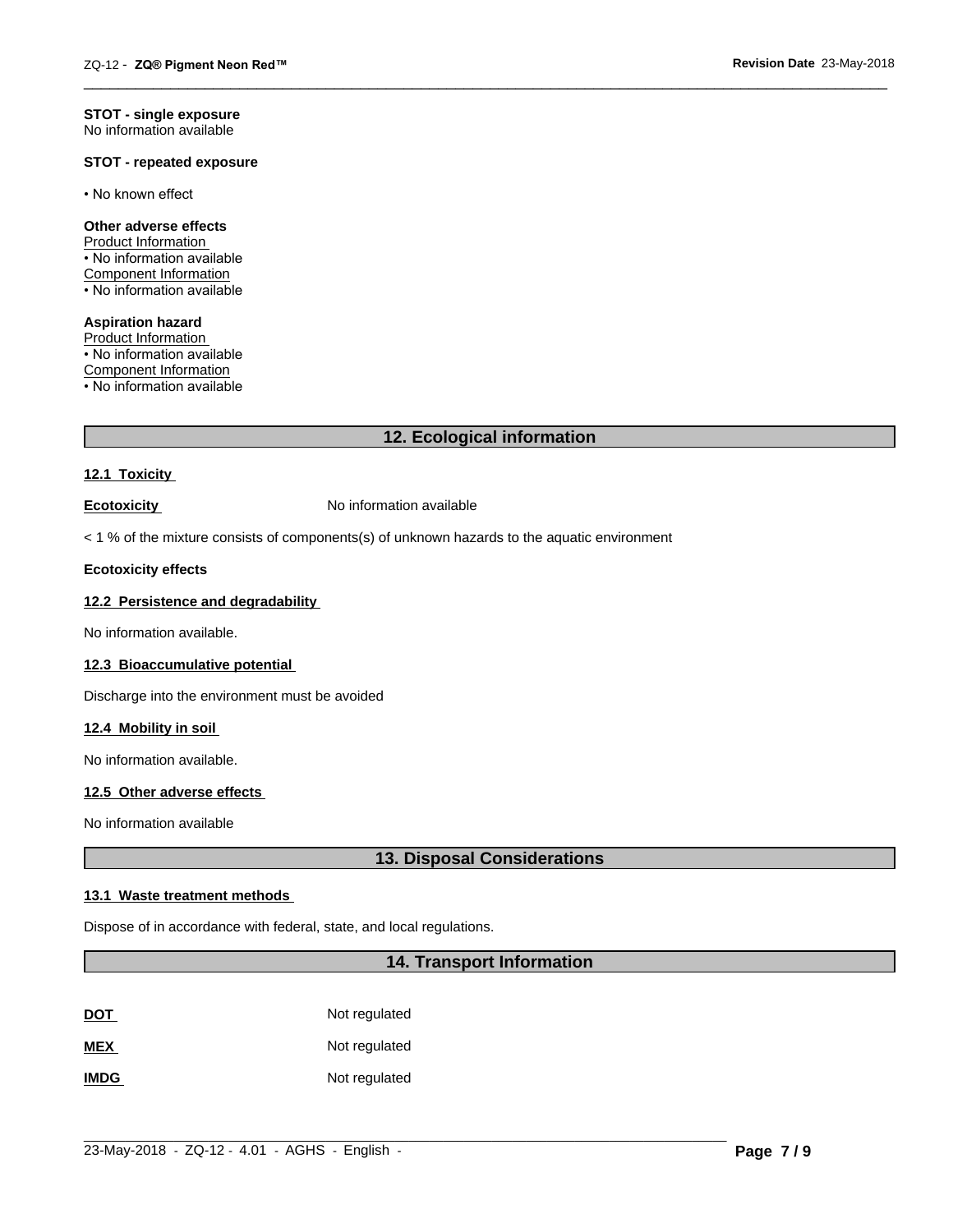**STOT - single exposure**
No information available

**STOT - repeated exposure**

• No known effect

**Other adverse effects**
Product Information
• No information available
Component Information
• No information available

**Aspiration hazard**
Product Information
• No information available
Component Information
• No information available

## 12. Ecological information

### 12.1 Toxicity

**Ecotoxicity** No information available

< 1 % of the mixture consists of components(s) of unknown hazards to the aquatic environment

**Ecotoxicity effects**

### 12.2 Persistence and degradability

No information available.

### 12.3 Bioaccumulative potential

Discharge into the environment must be avoided

### 12.4 Mobility in soil

No information available.

### 12.5 Other adverse effects

No information available

## 13. Disposal Considerations

### 13.1 Waste treatment methods

Dispose of in accordance with federal, state, and local regulations.

## 14. Transport Information

| | |
|---|---|
| **DOT** | Not regulated |
| **MEX** | Not regulated |
| **IMDG** | Not regulated |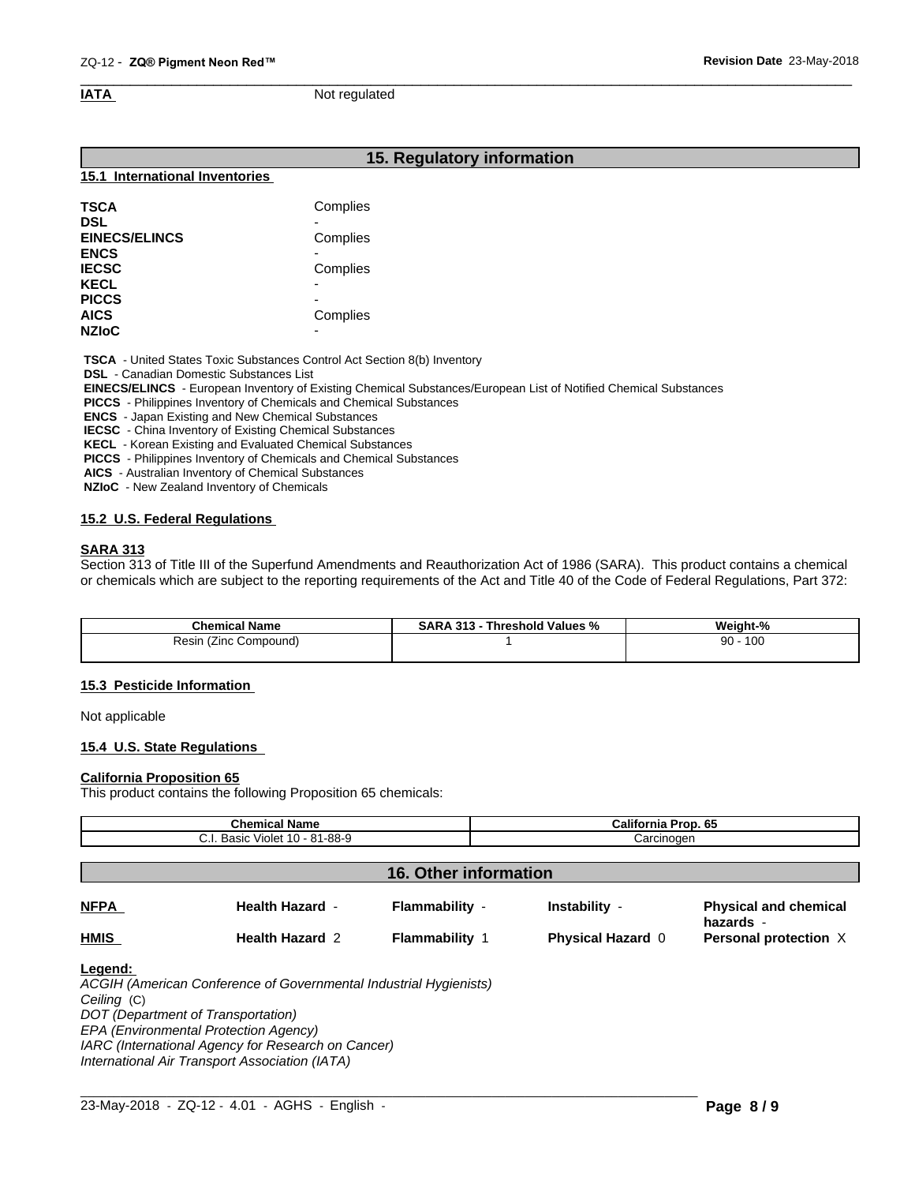**IATA** Not regulated

## 15. Regulatory information

### 15.1 International Inventories

| | |
|---|---|
| **TSCA** | Complies |
| **DSL** | - |
| **EINECS/ELINCS** | Complies |
| **ENCS** | - |
| **IECSC** | Complies |
| **KECL** | - |
| **PICCS** | - |
| **AICS** | Complies |
| **NZIoC** | - |

**TSCA** - United States Toxic Substances Control Act Section 8(b) Inventory
**DSL** - Canadian Domestic Substances List
**EINECS/ELINCS** - European Inventory of Existing Chemical Substances/European List of Notified Chemical Substances
**PICCS** - Philippines Inventory of Chemicals and Chemical Substances
**ENCS** - Japan Existing and New Chemical Substances
**IECSC** - China Inventory of Existing Chemical Substances
**KECL** - Korean Existing and Evaluated Chemical Substances
**PICCS** - Philippines Inventory of Chemicals and Chemical Substances
**AICS** - Australian Inventory of Chemical Substances
**NZIoC** - New Zealand Inventory of Chemicals

### 15.2 U.S. Federal Regulations

**SARA 313**
Section 313 of Title III of the Superfund Amendments and Reauthorization Act of 1986 (SARA). This product contains a chemical or chemicals which are subject to the reporting requirements of the Act and Title 40 of the Code of Federal Regulations, Part 372:

| Chemical Name | SARA 313 - Threshold Values % | Weight-% |
|---|---|---|
| Resin (Zinc Compound) | 1 | 90 - 100 |

### 15.3 Pesticide Information

Not applicable

### 15.4 U.S. State Regulations

**California Proposition 65**
This product contains the following Proposition 65 chemicals:

| Chemical Name | California Prop. 65 |
|---|---|
| C.I. Basic Violet 10 - 81-88-9 | Carcinogen |

## 16. Other information

| | | | | |
|---|---|---|---|---|
| **NFPA** | **Health Hazard** - | **Flammability** - | **Instability** - | **Physical and chemical hazards** - |
| **HMIS** | **Health Hazard** 2 | **Flammability** 1 | **Physical Hazard** 0 | **Personal protection** X |

**Legend:**
*ACGIH (American Conference of Governmental Industrial Hygienists)*
*Ceiling* (C)
*DOT (Department of Transportation)*
*EPA (Environmental Protection Agency)*
*IARC (International Agency for Research on Cancer)*
*International Air Transport Association (IATA)*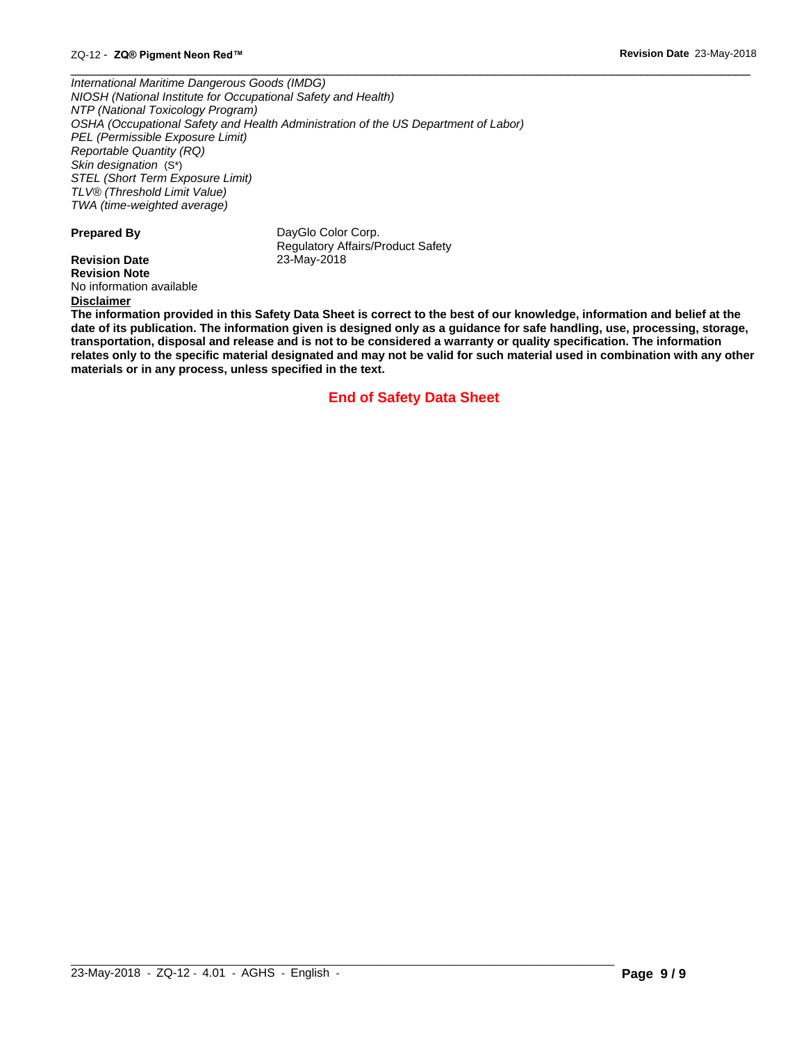*International Maritime Dangerous Goods (IMDG)*
*NIOSH (National Institute for Occupational Safety and Health)*
*NTP (National Toxicology Program)*
*OSHA (Occupational Safety and Health Administration of the US Department of Labor)*
*PEL (Permissible Exposure Limit)*
*Reportable Quantity (RQ)*
*Skin designation* (S*)
*STEL (Short Term Exposure Limit)*
*TLV® (Threshold Limit Value)*
*TWA (time-weighted average)*

**Prepared By** DayGlo Color Corp.
Regulatory Affairs/Product Safety

**Revision Date** 23-May-2018

**Revision Note**
No information available

**Disclaimer**

**The information provided in this Safety Data Sheet is correct to the best of our knowledge, information and belief at the date of its publication. The information given is designed only as a guidance for safe handling, use, processing, storage, transportation, disposal and release and is not to be considered a warranty or quality specification. The information relates only to the specific material designated and may not be valid for such material used in combination with any other materials or in any process, unless specified in the text.**

**End of Safety Data Sheet**